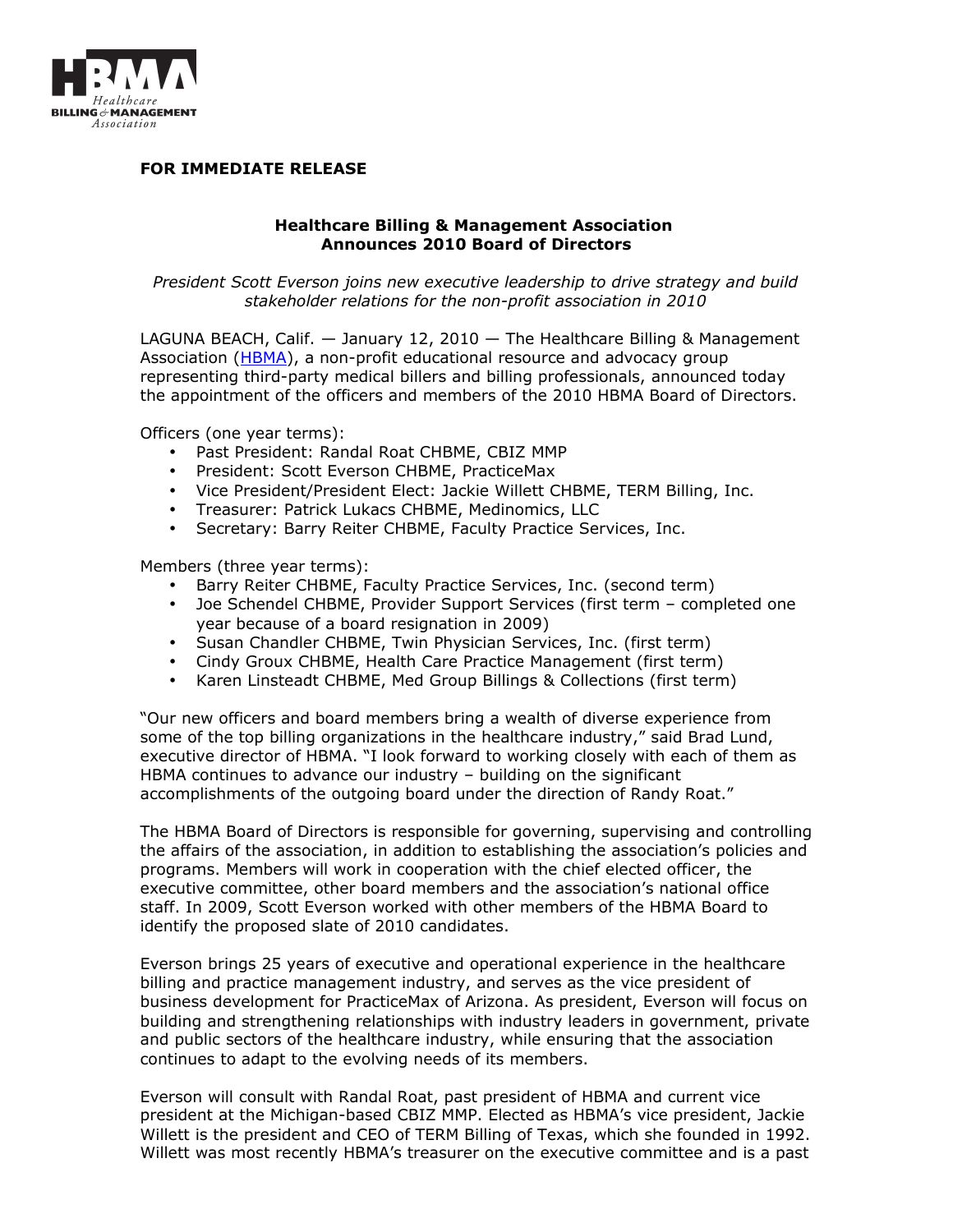**FOR IMMEDIATE RELEASE**

## Healthcare Billing & Management Association Announces 2010 Board of Directors

*President Scott Everson joins new executive leadership to drive strategy and build stakeholder relations for the non-profit association in 2010*

LAGUNA BEACH, Calif. — January 12, 2010 — The Healthcare Billing & Management Association (HBMA), a non-profit educational resource and advocacy group representing third-party medical billers and billing professionals, announced today the appointment of the officers and members of the 2010 HBMA Board of Directors.

Officers (one year terms):

- Past President: Randal Roat CHBME, CBIZ MMP
- President: Scott Everson CHBME, PracticeMax
- Vice President/President Elect: Jackie Willett CHBME, TERM Billing, Inc.
- Treasurer: Patrick Lukacs CHBME, Medinomics, LLC
- Secretary: Barry Reiter CHBME, Faculty Practice Services, Inc.

Members (three year terms):

- Barry Reiter CHBME, Faculty Practice Services, Inc. (second term)
- Joe Schendel CHBME, Provider Support Services (first term – completed one year because of a board resignation in 2009)
- Susan Chandler CHBME, Twin Physician Services, Inc. (first term)
- Cindy Groux CHBME, Health Care Practice Management (first term)
- Karen Linsteadt CHBME, Med Group Billings & Collections (first term)

"Our new officers and board members bring a wealth of diverse experience from some of the top billing organizations in the healthcare industry," said Brad Lund, executive director of HBMA. "I look forward to working closely with each of them as HBMA continues to advance our industry – building on the significant accomplishments of the outgoing board under the direction of Randy Roat."

The HBMA Board of Directors is responsible for governing, supervising and controlling the affairs of the association, in addition to establishing the association's policies and programs. Members will work in cooperation with the chief elected officer, the executive committee, other board members and the association's national office staff. In 2009, Scott Everson worked with other members of the HBMA Board to identify the proposed slate of 2010 candidates.

Everson brings 25 years of executive and operational experience in the healthcare billing and practice management industry, and serves as the vice president of business development for PracticeMax of Arizona. As president, Everson will focus on building and strengthening relationships with industry leaders in government, private and public sectors of the healthcare industry, while ensuring that the association continues to adapt to the evolving needs of its members.

Everson will consult with Randal Roat, past president of HBMA and current vice president at the Michigan-based CBIZ MMP. Elected as HBMA's vice president, Jackie Willett is the president and CEO of TERM Billing of Texas, which she founded in 1992. Willett was most recently HBMA's treasurer on the executive committee and is a past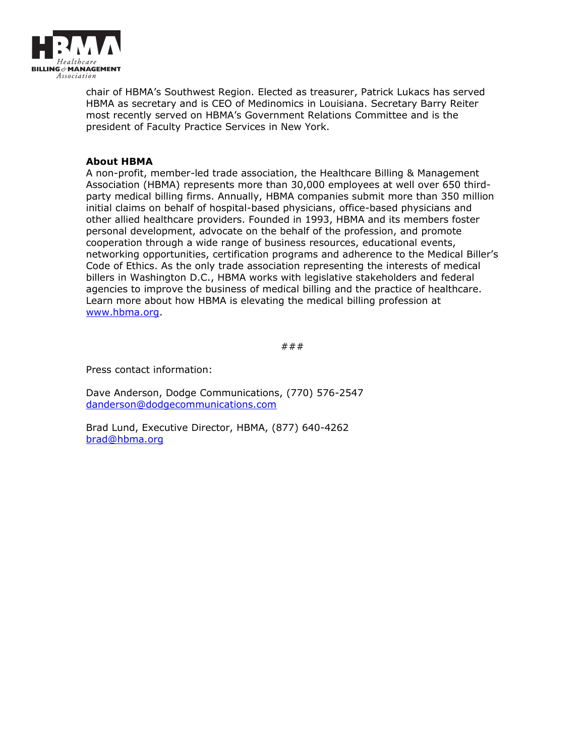chair of HBMA's Southwest Region. Elected as treasurer, Patrick Lukacs has served HBMA as secretary and is CEO of Medinomics in Louisiana. Secretary Barry Reiter most recently served on HBMA's Government Relations Committee and is the president of Faculty Practice Services in New York.

**About HBMA**

A non-profit, member-led trade association, the Healthcare Billing & Management Association (HBMA) represents more than 30,000 employees at well over 650 third-party medical billing firms. Annually, HBMA companies submit more than 350 million initial claims on behalf of hospital-based physicians, office-based physicians and other allied healthcare providers. Founded in 1993, HBMA and its members foster personal development, advocate on the behalf of the profession, and promote cooperation through a wide range of business resources, educational events, networking opportunities, certification programs and adherence to the Medical Biller's Code of Ethics. As the only trade association representing the interests of medical billers in Washington D.C., HBMA works with legislative stakeholders and federal agencies to improve the business of medical billing and the practice of healthcare. Learn more about how HBMA is elevating the medical billing profession at www.hbma.org.

###

Press contact information:

Dave Anderson, Dodge Communications, (770) 576-2547
danderson@dodgecommunications.com

Brad Lund, Executive Director, HBMA, (877) 640-4262
brad@hbma.org